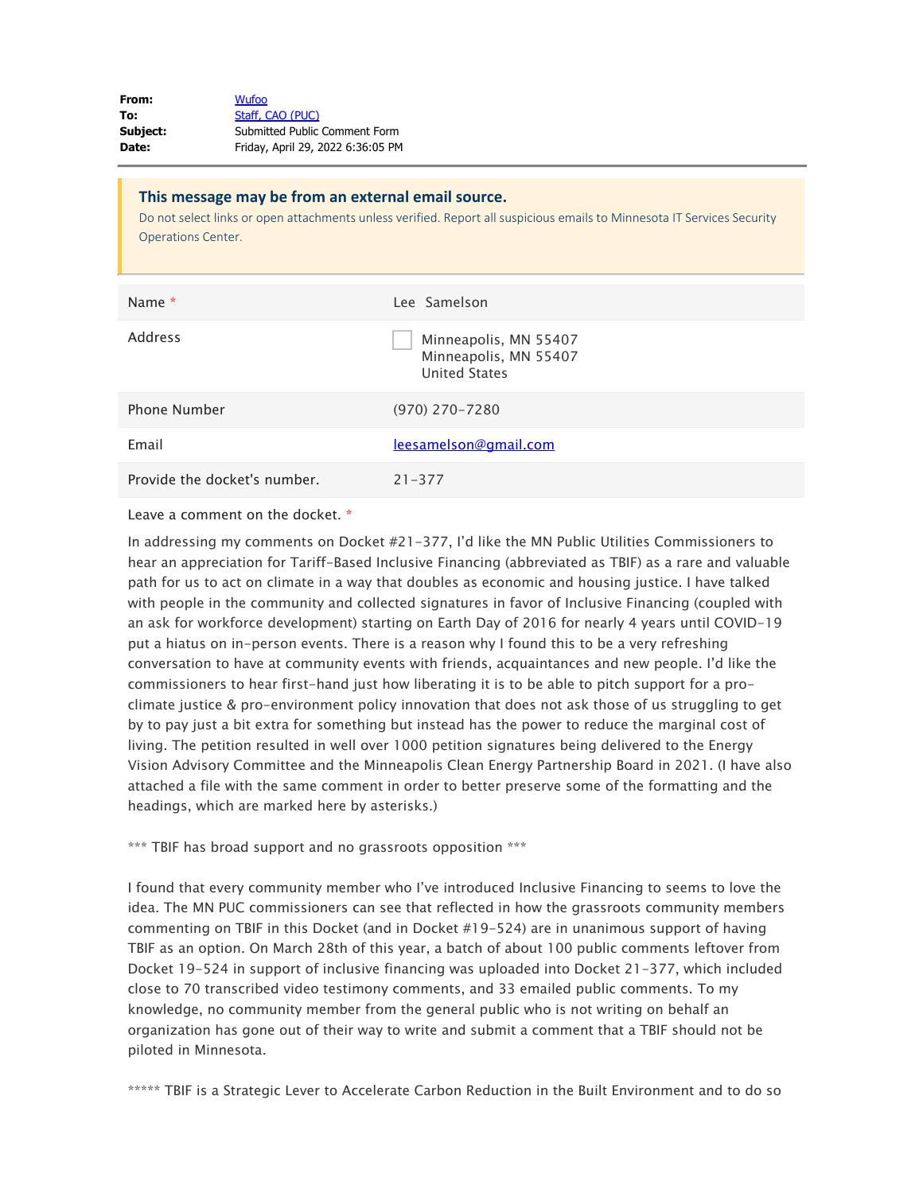| | |
|---|---|
| **From:** | Wufoo |
| **To:** | Staff, CAO (PUC) |
| **Subject:** | Submitted Public Comment Form |
| **Date:** | Friday, April 29, 2022 6:36:05 PM |

**This message may be from an external email source.**

Do not select links or open attachments unless verified. Report all suspicious emails to Minnesota IT Services Security Operations Center.

| | |
|---|---|
| Name * | Lee Samelson |
| Address | Minneapolis, MN 55407<br>Minneapolis, MN 55407<br>United States |
| Phone Number | (970) 270-7280 |
| Email | leesamelson@gmail.com |
| Provide the docket's number. | 21-377 |

Leave a comment on the docket. *

In addressing my comments on Docket #21-377, I'd like the MN Public Utilities Commissioners to hear an appreciation for Tariff-Based Inclusive Financing (abbreviated as TBIF) as a rare and valuable path for us to act on climate in a way that doubles as economic and housing justice. I have talked with people in the community and collected signatures in favor of Inclusive Financing (coupled with an ask for workforce development) starting on Earth Day of 2016 for nearly 4 years until COVID-19 put a hiatus on in-person events. There is a reason why I found this to be a very refreshing conversation to have at community events with friends, acquaintances and new people. I'd like the commissioners to hear first-hand just how liberating it is to be able to pitch support for a pro-climate justice & pro-environment policy innovation that does not ask those of us struggling to get by to pay just a bit extra for something but instead has the power to reduce the marginal cost of living. The petition resulted in well over 1000 petition signatures being delivered to the Energy Vision Advisory Committee and the Minneapolis Clean Energy Partnership Board in 2021. (I have also attached a file with the same comment in order to better preserve some of the formatting and the headings, which are marked here by asterisks.)

*** TBIF has broad support and no grassroots opposition ***

I found that every community member who I've introduced Inclusive Financing to seems to love the idea. The MN PUC commissioners can see that reflected in how the grassroots community members commenting on TBIF in this Docket (and in Docket #19-524) are in unanimous support of having TBIF as an option. On March 28th of this year, a batch of about 100 public comments leftover from Docket 19-524 in support of inclusive financing was uploaded into Docket 21-377, which included close to 70 transcribed video testimony comments, and 33 emailed public comments. To my knowledge, no community member from the general public who is not writing on behalf an organization has gone out of their way to write and submit a comment that a TBIF should not be piloted in Minnesota.

***** TBIF is a Strategic Lever to Accelerate Carbon Reduction in the Built Environment and to do so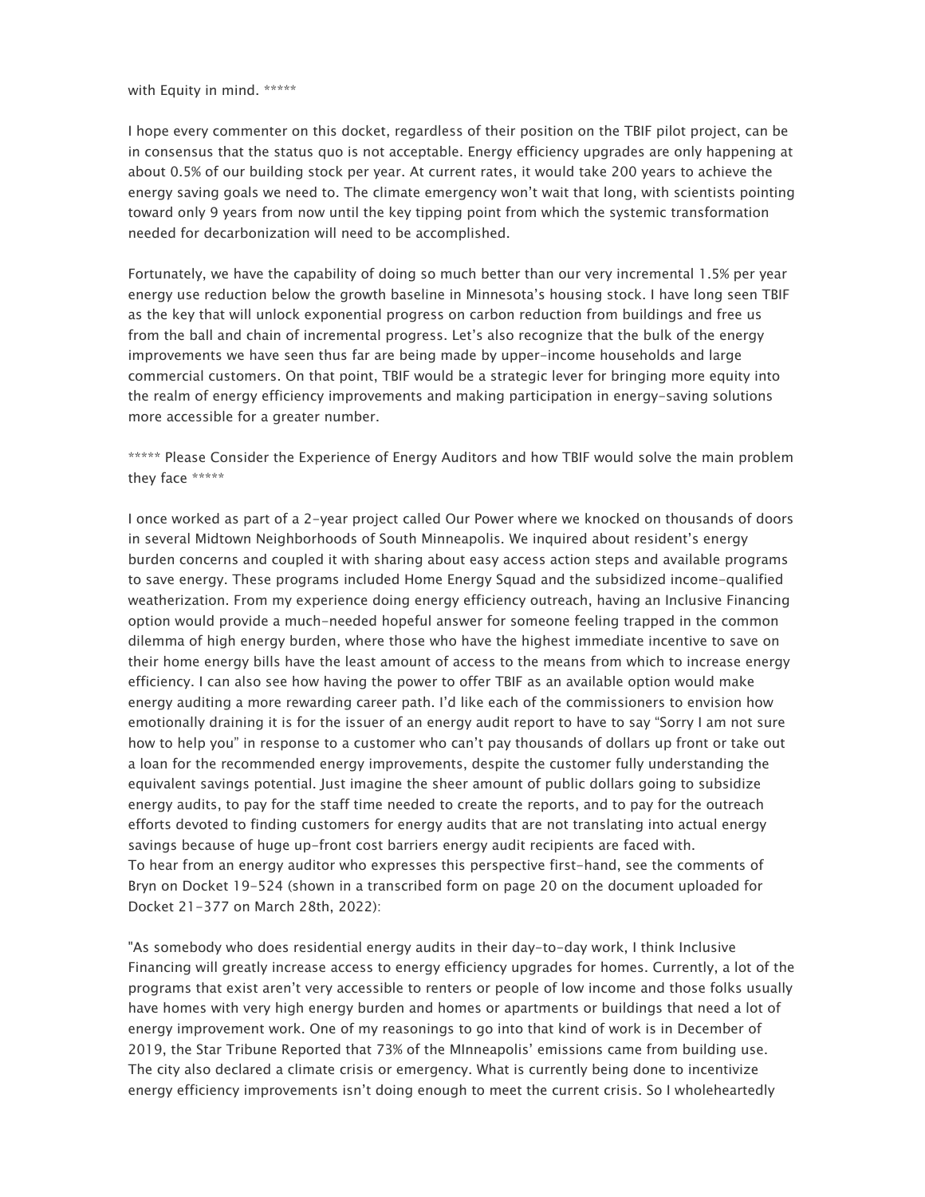with Equity in mind. *****

I hope every commenter on this docket, regardless of their position on the TBIF pilot project, can be in consensus that the status quo is not acceptable. Energy efficiency upgrades are only happening at about 0.5% of our building stock per year. At current rates, it would take 200 years to achieve the energy saving goals we need to. The climate emergency won't wait that long, with scientists pointing toward only 9 years from now until the key tipping point from which the systemic transformation needed for decarbonization will need to be accomplished.

Fortunately, we have the capability of doing so much better than our very incremental 1.5% per year energy use reduction below the growth baseline in Minnesota's housing stock. I have long seen TBIF as the key that will unlock exponential progress on carbon reduction from buildings and free us from the ball and chain of incremental progress. Let's also recognize that the bulk of the energy improvements we have seen thus far are being made by upper-income households and large commercial customers. On that point, TBIF would be a strategic lever for bringing more equity into the realm of energy efficiency improvements and making participation in energy-saving solutions more accessible for a greater number.

***** Please Consider the Experience of Energy Auditors and how TBIF would solve the main problem they face *****

I once worked as part of a 2-year project called Our Power where we knocked on thousands of doors in several Midtown Neighborhoods of South Minneapolis. We inquired about resident's energy burden concerns and coupled it with sharing about easy access action steps and available programs to save energy. These programs included Home Energy Squad and the subsidized income-qualified weatherization. From my experience doing energy efficiency outreach, having an Inclusive Financing option would provide a much-needed hopeful answer for someone feeling trapped in the common dilemma of high energy burden, where those who have the highest immediate incentive to save on their home energy bills have the least amount of access to the means from which to increase energy efficiency. I can also see how having the power to offer TBIF as an available option would make energy auditing a more rewarding career path. I'd like each of the commissioners to envision how emotionally draining it is for the issuer of an energy audit report to have to say "Sorry I am not sure how to help you" in response to a customer who can't pay thousands of dollars up front or take out a loan for the recommended energy improvements, despite the customer fully understanding the equivalent savings potential. Just imagine the sheer amount of public dollars going to subsidize energy audits, to pay for the staff time needed to create the reports, and to pay for the outreach efforts devoted to finding customers for energy audits that are not translating into actual energy savings because of huge up-front cost barriers energy audit recipients are faced with.
To hear from an energy auditor who expresses this perspective first-hand, see the comments of Bryn on Docket 19-524 (shown in a transcribed form on page 20 on the document uploaded for Docket 21-377 on March 28th, 2022):

"As somebody who does residential energy audits in their day-to-day work, I think Inclusive Financing will greatly increase access to energy efficiency upgrades for homes. Currently, a lot of the programs that exist aren't very accessible to renters or people of low income and those folks usually have homes with very high energy burden and homes or apartments or buildings that need a lot of energy improvement work. One of my reasonings to go into that kind of work is in December of 2019, the Star Tribune Reported that 73% of the MInneapolis' emissions came from building use. The city also declared a climate crisis or emergency. What is currently being done to incentivize energy efficiency improvements isn't doing enough to meet the current crisis. So I wholeheartedly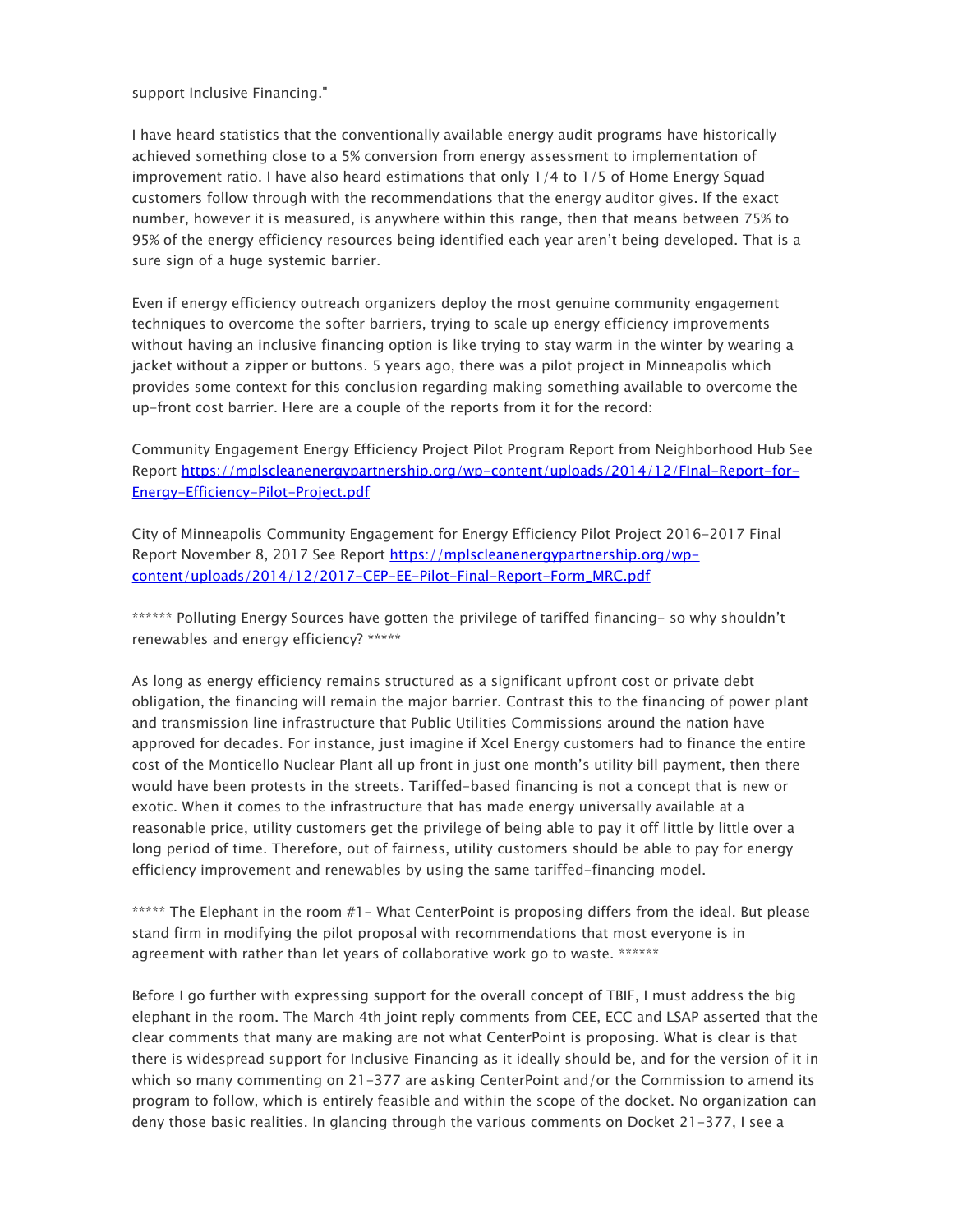support Inclusive Financing."

I have heard statistics that the conventionally available energy audit programs have historically achieved something close to a 5% conversion from energy assessment to implementation of improvement ratio. I have also heard estimations that only 1/4 to 1/5 of Home Energy Squad customers follow through with the recommendations that the energy auditor gives. If the exact number, however it is measured, is anywhere within this range, then that means between 75% to 95% of the energy efficiency resources being identified each year aren't being developed. That is a sure sign of a huge systemic barrier.

Even if energy efficiency outreach organizers deploy the most genuine community engagement techniques to overcome the softer barriers, trying to scale up energy efficiency improvements without having an inclusive financing option is like trying to stay warm in the winter by wearing a jacket without a zipper or buttons. 5 years ago, there was a pilot project in Minneapolis which provides some context for this conclusion regarding making something available to overcome the up-front cost barrier. Here are a couple of the reports from it for the record:

Community Engagement Energy Efficiency Project Pilot Program Report from Neighborhood Hub See Report [https://mplscleanenergypartnership.org/wp-content/uploads/2014/12/FInal-Report-for-Energy-Efficiency-Pilot-Project.pdf](https://mplscleanenergypartnership.org/wp-content/uploads/2014/12/FInal-Report-for-Energy-Efficiency-Pilot-Project.pdf)

City of Minneapolis Community Engagement for Energy Efficiency Pilot Project 2016-2017 Final Report November 8, 2017 See Report [https://mplscleanenergypartnership.org/wp-content/uploads/2014/12/2017-CEP-EE-Pilot-Final-Report-Form_MRC.pdf](https://mplscleanenergypartnership.org/wp-content/uploads/2014/12/2017-CEP-EE-Pilot-Final-Report-Form_MRC.pdf)

****** Polluting Energy Sources have gotten the privilege of tariffed financing- so why shouldn't renewables and energy efficiency? *****

As long as energy efficiency remains structured as a significant upfront cost or private debt obligation, the financing will remain the major barrier. Contrast this to the financing of power plant and transmission line infrastructure that Public Utilities Commissions around the nation have approved for decades. For instance, just imagine if Xcel Energy customers had to finance the entire cost of the Monticello Nuclear Plant all up front in just one month's utility bill payment, then there would have been protests in the streets. Tariffed-based financing is not a concept that is new or exotic. When it comes to the infrastructure that has made energy universally available at a reasonable price, utility customers get the privilege of being able to pay it off little by little over a long period of time. Therefore, out of fairness, utility customers should be able to pay for energy efficiency improvement and renewables by using the same tariffed-financing model.

***** The Elephant in the room #1- What CenterPoint is proposing differs from the ideal. But please stand firm in modifying the pilot proposal with recommendations that most everyone is in agreement with rather than let years of collaborative work go to waste. ******

Before I go further with expressing support for the overall concept of TBIF, I must address the big elephant in the room. The March 4th joint reply comments from CEE, ECC and LSAP asserted that the clear comments that many are making are not what CenterPoint is proposing. What is clear is that there is widespread support for Inclusive Financing as it ideally should be, and for the version of it in which so many commenting on 21-377 are asking CenterPoint and/or the Commission to amend its program to follow, which is entirely feasible and within the scope of the docket. No organization can deny those basic realities. In glancing through the various comments on Docket 21-377, I see a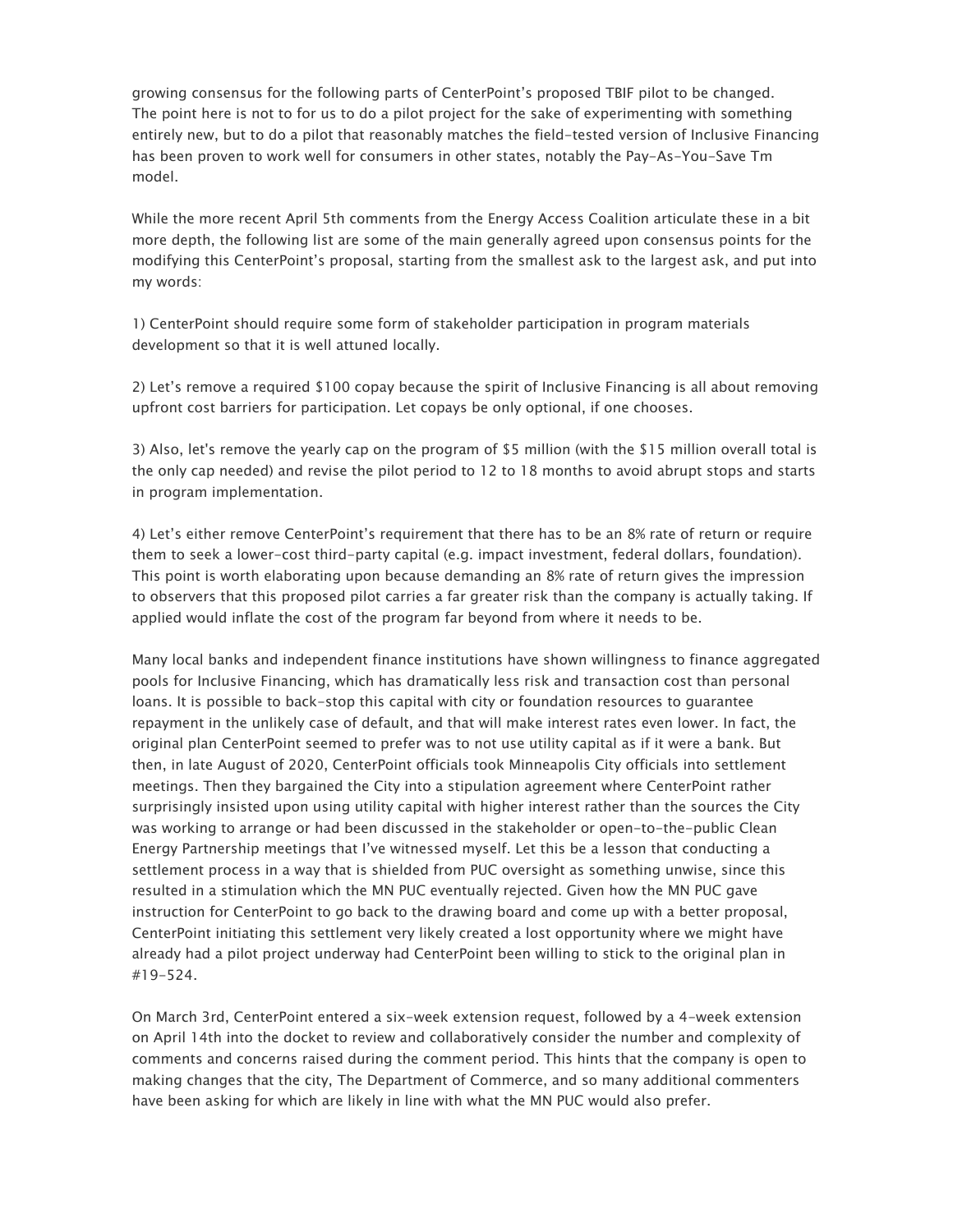growing consensus for the following parts of CenterPoint's proposed TBIF pilot to be changed. The point here is not to for us to do a pilot project for the sake of experimenting with something entirely new, but to do a pilot that reasonably matches the field-tested version of Inclusive Financing has been proven to work well for consumers in other states, notably the Pay-As-You-Save Tm model.

While the more recent April 5th comments from the Energy Access Coalition articulate these in a bit more depth, the following list are some of the main generally agreed upon consensus points for the modifying this CenterPoint's proposal, starting from the smallest ask to the largest ask, and put into my words:

1) CenterPoint should require some form of stakeholder participation in program materials development so that it is well attuned locally.

2) Let's remove a required $100 copay because the spirit of Inclusive Financing is all about removing upfront cost barriers for participation. Let copays be only optional, if one chooses.

3) Also, let's remove the yearly cap on the program of $5 million (with the $15 million overall total is the only cap needed) and revise the pilot period to 12 to 18 months to avoid abrupt stops and starts in program implementation.

4) Let's either remove CenterPoint's requirement that there has to be an 8% rate of return or require them to seek a lower-cost third-party capital (e.g. impact investment, federal dollars, foundation). This point is worth elaborating upon because demanding an 8% rate of return gives the impression to observers that this proposed pilot carries a far greater risk than the company is actually taking. If applied would inflate the cost of the program far beyond from where it needs to be.

Many local banks and independent finance institutions have shown willingness to finance aggregated pools for Inclusive Financing, which has dramatically less risk and transaction cost than personal loans. It is possible to back-stop this capital with city or foundation resources to guarantee repayment in the unlikely case of default, and that will make interest rates even lower. In fact, the original plan CenterPoint seemed to prefer was to not use utility capital as if it were a bank. But then, in late August of 2020, CenterPoint officials took Minneapolis City officials into settlement meetings. Then they bargained the City into a stipulation agreement where CenterPoint rather surprisingly insisted upon using utility capital with higher interest rather than the sources the City was working to arrange or had been discussed in the stakeholder or open-to-the-public Clean Energy Partnership meetings that I've witnessed myself. Let this be a lesson that conducting a settlement process in a way that is shielded from PUC oversight as something unwise, since this resulted in a stimulation which the MN PUC eventually rejected. Given how the MN PUC gave instruction for CenterPoint to go back to the drawing board and come up with a better proposal, CenterPoint initiating this settlement very likely created a lost opportunity where we might have already had a pilot project underway had CenterPoint been willing to stick to the original plan in #19-524.

On March 3rd, CenterPoint entered a six-week extension request, followed by a 4-week extension on April 14th into the docket to review and collaboratively consider the number and complexity of comments and concerns raised during the comment period. This hints that the company is open to making changes that the city, The Department of Commerce, and so many additional commenters have been asking for which are likely in line with what the MN PUC would also prefer.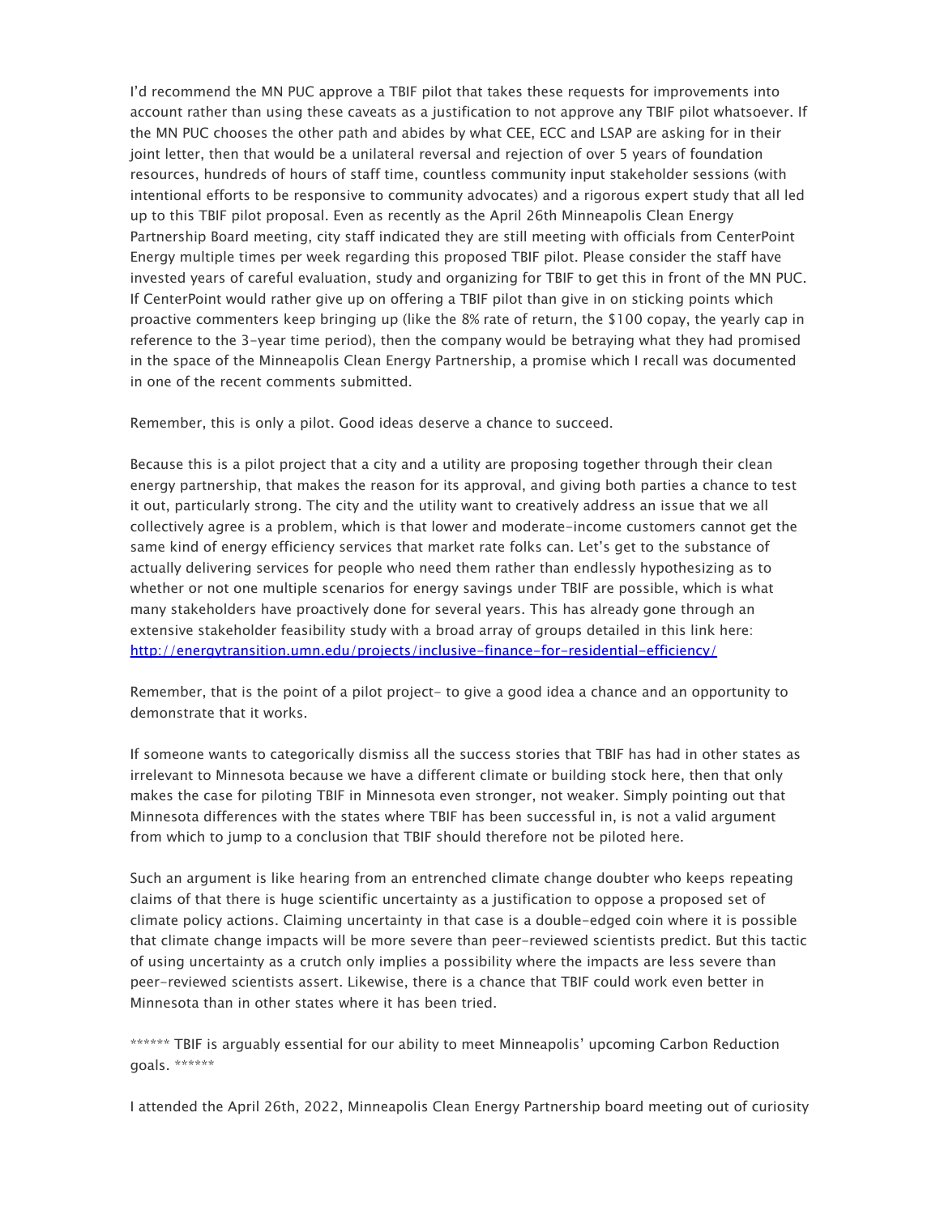I'd recommend the MN PUC approve a TBIF pilot that takes these requests for improvements into account rather than using these caveats as a justification to not approve any TBIF pilot whatsoever. If the MN PUC chooses the other path and abides by what CEE, ECC and LSAP are asking for in their joint letter, then that would be a unilateral reversal and rejection of over 5 years of foundation resources, hundreds of hours of staff time, countless community input stakeholder sessions (with intentional efforts to be responsive to community advocates) and a rigorous expert study that all led up to this TBIF pilot proposal. Even as recently as the April 26th Minneapolis Clean Energy Partnership Board meeting, city staff indicated they are still meeting with officials from CenterPoint Energy multiple times per week regarding this proposed TBIF pilot. Please consider the staff have invested years of careful evaluation, study and organizing for TBIF to get this in front of the MN PUC. If CenterPoint would rather give up on offering a TBIF pilot than give in on sticking points which proactive commenters keep bringing up (like the 8% rate of return, the $100 copay, the yearly cap in reference to the 3-year time period), then the company would be betraying what they had promised in the space of the Minneapolis Clean Energy Partnership, a promise which I recall was documented in one of the recent comments submitted.

Remember, this is only a pilot. Good ideas deserve a chance to succeed.

Because this is a pilot project that a city and a utility are proposing together through their clean energy partnership, that makes the reason for its approval, and giving both parties a chance to test it out, particularly strong. The city and the utility want to creatively address an issue that we all collectively agree is a problem, which is that lower and moderate-income customers cannot get the same kind of energy efficiency services that market rate folks can. Let's get to the substance of actually delivering services for people who need them rather than endlessly hypothesizing as to whether or not one multiple scenarios for energy savings under TBIF are possible, which is what many stakeholders have proactively done for several years. This has already gone through an extensive stakeholder feasibility study with a broad array of groups detailed in this link here: [http://energytransition.umn.edu/projects/inclusive-finance-for-residential-efficiency/](http://energytransition.umn.edu/projects/inclusive-finance-for-residential-efficiency/)

Remember, that is the point of a pilot project- to give a good idea a chance and an opportunity to demonstrate that it works.

If someone wants to categorically dismiss all the success stories that TBIF has had in other states as irrelevant to Minnesota because we have a different climate or building stock here, then that only makes the case for piloting TBIF in Minnesota even stronger, not weaker. Simply pointing out that Minnesota differences with the states where TBIF has been successful in, is not a valid argument from which to jump to a conclusion that TBIF should therefore not be piloted here.

Such an argument is like hearing from an entrenched climate change doubter who keeps repeating claims of that there is huge scientific uncertainty as a justification to oppose a proposed set of climate policy actions. Claiming uncertainty in that case is a double-edged coin where it is possible that climate change impacts will be more severe than peer-reviewed scientists predict. But this tactic of using uncertainty as a crutch only implies a possibility where the impacts are less severe than peer-reviewed scientists assert. Likewise, there is a chance that TBIF could work even better in Minnesota than in other states where it has been tried.

****** TBIF is arguably essential for our ability to meet Minneapolis' upcoming Carbon Reduction goals. ******

I attended the April 26th, 2022, Minneapolis Clean Energy Partnership board meeting out of curiosity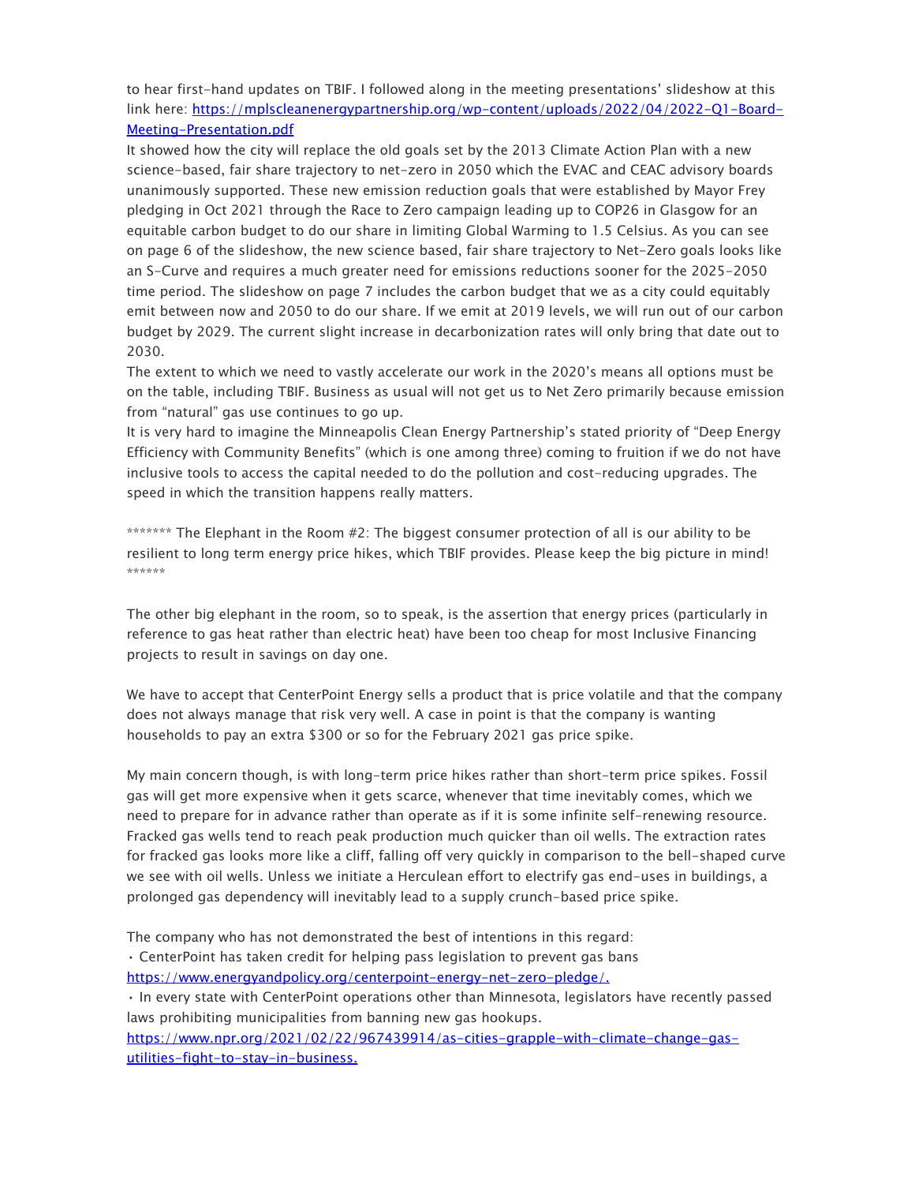to hear first-hand updates on TBIF. I followed along in the meeting presentations' slideshow at this link here: [https://mplscleanenergypartnership.org/wp-content/uploads/2022/04/2022-Q1-Board-Meeting-Presentation.pdf](https://mplscleanenergypartnership.org/wp-content/uploads/2022/04/2022-Q1-Board-Meeting-Presentation.pdf)

It showed how the city will replace the old goals set by the 2013 Climate Action Plan with a new science-based, fair share trajectory to net-zero in 2050 which the EVAC and CEAC advisory boards unanimously supported. These new emission reduction goals that were established by Mayor Frey pledging in Oct 2021 through the Race to Zero campaign leading up to COP26 in Glasgow for an equitable carbon budget to do our share in limiting Global Warming to 1.5 Celsius. As you can see on page 6 of the slideshow, the new science based, fair share trajectory to Net-Zero goals looks like an S-Curve and requires a much greater need for emissions reductions sooner for the 2025-2050 time period. The slideshow on page 7 includes the carbon budget that we as a city could equitably emit between now and 2050 to do our share. If we emit at 2019 levels, we will run out of our carbon budget by 2029. The current slight increase in decarbonization rates will only bring that date out to 2030.

The extent to which we need to vastly accelerate our work in the 2020's means all options must be on the table, including TBIF. Business as usual will not get us to Net Zero primarily because emission from "natural" gas use continues to go up.

It is very hard to imagine the Minneapolis Clean Energy Partnership's stated priority of "Deep Energy Efficiency with Community Benefits" (which is one among three) coming to fruition if we do not have inclusive tools to access the capital needed to do the pollution and cost-reducing upgrades. The speed in which the transition happens really matters.

******* The Elephant in the Room #2: The biggest consumer protection of all is our ability to be resilient to long term energy price hikes, which TBIF provides. Please keep the big picture in mind! ******

The other big elephant in the room, so to speak, is the assertion that energy prices (particularly in reference to gas heat rather than electric heat) have been too cheap for most Inclusive Financing projects to result in savings on day one.

We have to accept that CenterPoint Energy sells a product that is price volatile and that the company does not always manage that risk very well. A case in point is that the company is wanting households to pay an extra $300 or so for the February 2021 gas price spike.

My main concern though, is with long-term price hikes rather than short-term price spikes. Fossil gas will get more expensive when it gets scarce, whenever that time inevitably comes, which we need to prepare for in advance rather than operate as if it is some infinite self-renewing resource. Fracked gas wells tend to reach peak production much quicker than oil wells. The extraction rates for fracked gas looks more like a cliff, falling off very quickly in comparison to the bell-shaped curve we see with oil wells. Unless we initiate a Herculean effort to electrify gas end-uses in buildings, a prolonged gas dependency will inevitably lead to a supply crunch-based price spike.

The company who has not demonstrated the best of intentions in this regard:

- CenterPoint has taken credit for helping pass legislation to prevent gas bans [https://www.energyandpolicy.org/centerpoint-energy-net-zero-pledge/.](https://www.energyandpolicy.org/centerpoint-energy-net-zero-pledge/)
- In every state with CenterPoint operations other than Minnesota, legislators have recently passed laws prohibiting municipalities from banning new gas hookups. [https://www.npr.org/2021/02/22/967439914/as-cities-grapple-with-climate-change-gas-utilities-fight-to-stay-in-business.](https://www.npr.org/2021/02/22/967439914/as-cities-grapple-with-climate-change-gas-utilities-fight-to-stay-in-business)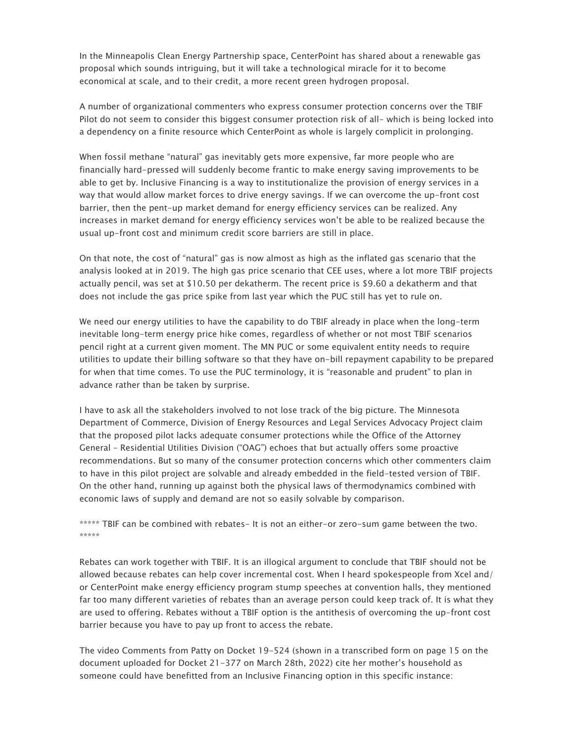In the Minneapolis Clean Energy Partnership space, CenterPoint has shared about a renewable gas proposal which sounds intriguing, but it will take a technological miracle for it to become economical at scale, and to their credit, a more recent green hydrogen proposal.

A number of organizational commenters who express consumer protection concerns over the TBIF Pilot do not seem to consider this biggest consumer protection risk of all- which is being locked into a dependency on a finite resource which CenterPoint as whole is largely complicit in prolonging.

When fossil methane "natural" gas inevitably gets more expensive, far more people who are financially hard-pressed will suddenly become frantic to make energy saving improvements to be able to get by. Inclusive Financing is a way to institutionalize the provision of energy services in a way that would allow market forces to drive energy savings. If we can overcome the up-front cost barrier, then the pent-up market demand for energy efficiency services can be realized. Any increases in market demand for energy efficiency services won't be able to be realized because the usual up-front cost and minimum credit score barriers are still in place.

On that note, the cost of "natural" gas is now almost as high as the inflated gas scenario that the analysis looked at in 2019. The high gas price scenario that CEE uses, where a lot more TBIF projects actually pencil, was set at $10.50 per dekatherm. The recent price is $9.60 a dekatherm and that does not include the gas price spike from last year which the PUC still has yet to rule on.

We need our energy utilities to have the capability to do TBIF already in place when the long-term inevitable long-term energy price hike comes, regardless of whether or not most TBIF scenarios pencil right at a current given moment. The MN PUC or some equivalent entity needs to require utilities to update their billing software so that they have on-bill repayment capability to be prepared for when that time comes. To use the PUC terminology, it is "reasonable and prudent" to plan in advance rather than be taken by surprise.

I have to ask all the stakeholders involved to not lose track of the big picture. The Minnesota Department of Commerce, Division of Energy Resources and Legal Services Advocacy Project claim that the proposed pilot lacks adequate consumer protections while the Office of the Attorney General – Residential Utilities Division ("OAG") echoes that but actually offers some proactive recommendations. But so many of the consumer protection concerns which other commenters claim to have in this pilot project are solvable and already embedded in the field-tested version of TBIF. On the other hand, running up against both the physical laws of thermodynamics combined with economic laws of supply and demand are not so easily solvable by comparison.

***** TBIF can be combined with rebates- It is not an either-or zero-sum game between the two. *****

Rebates can work together with TBIF. It is an illogical argument to conclude that TBIF should not be allowed because rebates can help cover incremental cost. When I heard spokespeople from Xcel and/or CenterPoint make energy efficiency program stump speeches at convention halls, they mentioned far too many different varieties of rebates than an average person could keep track of. It is what they are used to offering. Rebates without a TBIF option is the antithesis of overcoming the up-front cost barrier because you have to pay up front to access the rebate.

The video Comments from Patty on Docket 19-524 (shown in a transcribed form on page 15 on the document uploaded for Docket 21-377 on March 28th, 2022) cite her mother's household as someone could have benefitted from an Inclusive Financing option in this specific instance: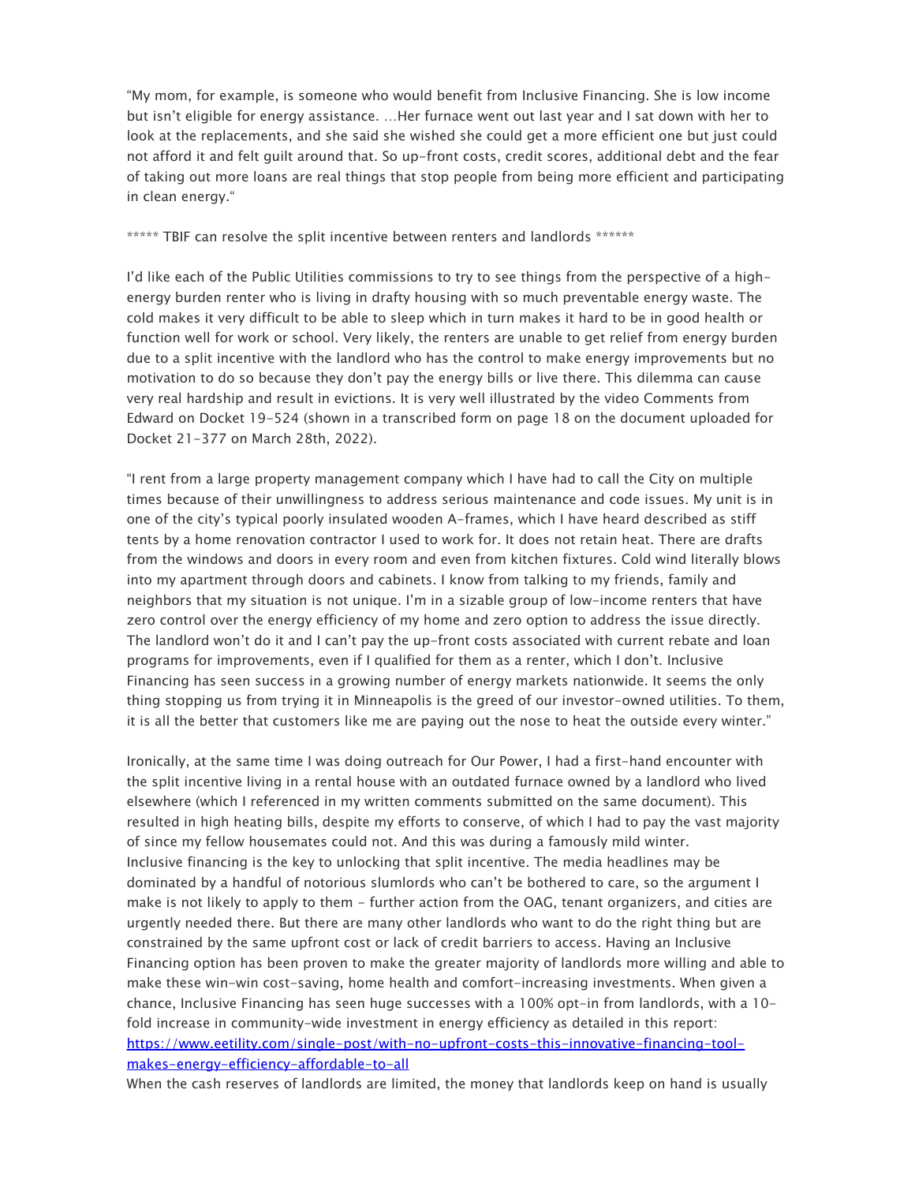"My mom, for example, is someone who would benefit from Inclusive Financing. She is low income but isn't eligible for energy assistance. …Her furnace went out last year and I sat down with her to look at the replacements, and she said she wished she could get a more efficient one but just could not afford it and felt guilt around that. So up-front costs, credit scores, additional debt and the fear of taking out more loans are real things that stop people from being more efficient and participating in clean energy."

***** TBIF can resolve the split incentive between renters and landlords ******

I'd like each of the Public Utilities commissions to try to see things from the perspective of a high-energy burden renter who is living in drafty housing with so much preventable energy waste. The cold makes it very difficult to be able to sleep which in turn makes it hard to be in good health or function well for work or school. Very likely, the renters are unable to get relief from energy burden due to a split incentive with the landlord who has the control to make energy improvements but no motivation to do so because they don't pay the energy bills or live there. This dilemma can cause very real hardship and result in evictions. It is very well illustrated by the video Comments from Edward on Docket 19-524 (shown in a transcribed form on page 18 on the document uploaded for Docket 21-377 on March 28th, 2022).

"I rent from a large property management company which I have had to call the City on multiple times because of their unwillingness to address serious maintenance and code issues. My unit is in one of the city's typical poorly insulated wooden A-frames, which I have heard described as stiff tents by a home renovation contractor I used to work for. It does not retain heat. There are drafts from the windows and doors in every room and even from kitchen fixtures. Cold wind literally blows into my apartment through doors and cabinets. I know from talking to my friends, family and neighbors that my situation is not unique. I'm in a sizable group of low-income renters that have zero control over the energy efficiency of my home and zero option to address the issue directly. The landlord won't do it and I can't pay the up-front costs associated with current rebate and loan programs for improvements, even if I qualified for them as a renter, which I don't. Inclusive Financing has seen success in a growing number of energy markets nationwide. It seems the only thing stopping us from trying it in Minneapolis is the greed of our investor-owned utilities. To them, it is all the better that customers like me are paying out the nose to heat the outside every winter."

Ironically, at the same time I was doing outreach for Our Power, I had a first-hand encounter with the split incentive living in a rental house with an outdated furnace owned by a landlord who lived elsewhere (which I referenced in my written comments submitted on the same document). This resulted in high heating bills, despite my efforts to conserve, of which I had to pay the vast majority of since my fellow housemates could not. And this was during a famously mild winter.
Inclusive financing is the key to unlocking that split incentive. The media headlines may be dominated by a handful of notorious slumlords who can't be bothered to care, so the argument I make is not likely to apply to them - further action from the OAG, tenant organizers, and cities are urgently needed there. But there are many other landlords who want to do the right thing but are constrained by the same upfront cost or lack of credit barriers to access. Having an Inclusive Financing option has been proven to make the greater majority of landlords more willing and able to make these win-win cost-saving, home health and comfort-increasing investments. When given a chance, Inclusive Financing has seen huge successes with a 100% opt-in from landlords, with a 10-fold increase in community-wide investment in energy efficiency as detailed in this report: [https://www.eetility.com/single-post/with-no-upfront-costs-this-innovative-financing-tool-makes-energy-efficiency-affordable-to-all](https://www.eetility.com/single-post/with-no-upfront-costs-this-innovative-financing-tool-makes-energy-efficiency-affordable-to-all)
When the cash reserves of landlords are limited, the money that landlords keep on hand is usually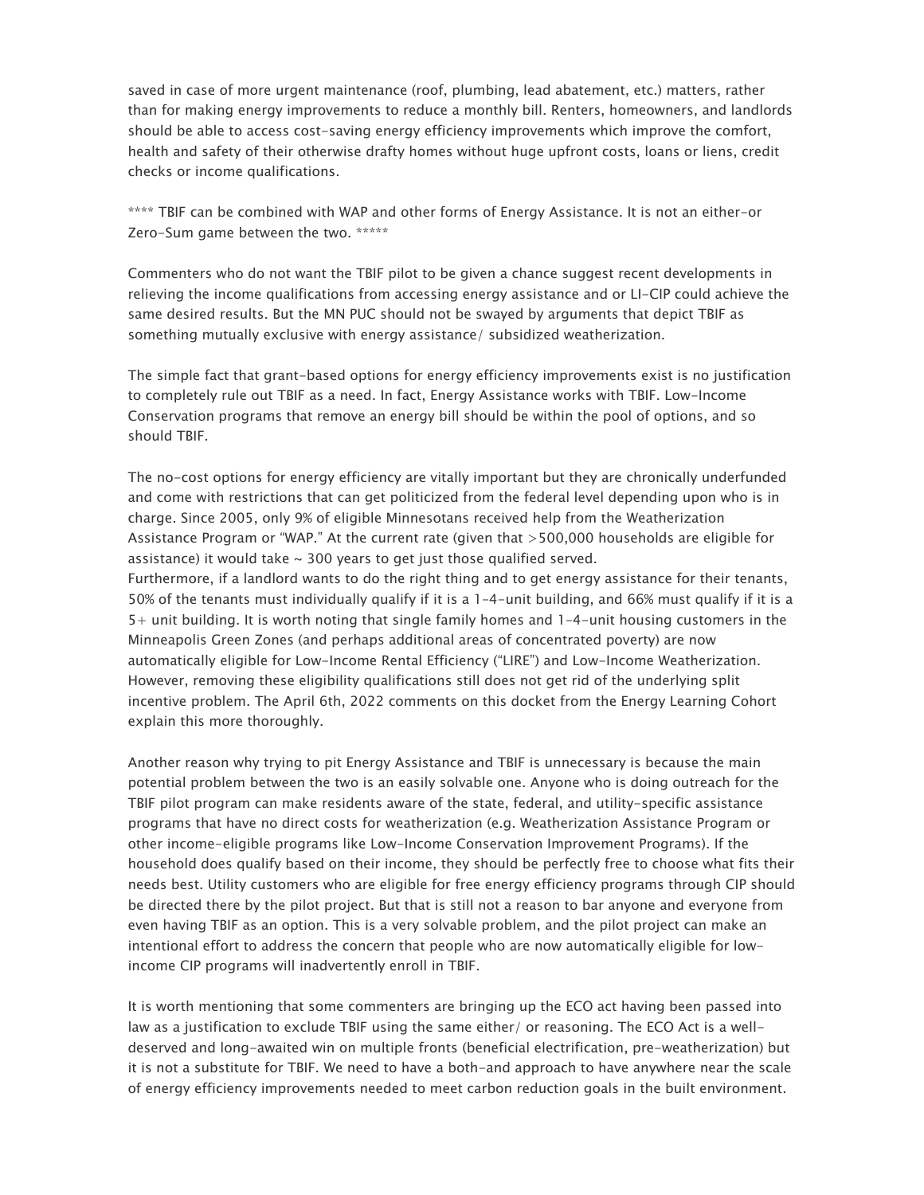saved in case of more urgent maintenance (roof, plumbing, lead abatement, etc.) matters, rather than for making energy improvements to reduce a monthly bill. Renters, homeowners, and landlords should be able to access cost-saving energy efficiency improvements which improve the comfort, health and safety of their otherwise drafty homes without huge upfront costs, loans or liens, credit checks or income qualifications.

**** TBIF can be combined with WAP and other forms of Energy Assistance. It is not an either-or Zero-Sum game between the two. *****

Commenters who do not want the TBIF pilot to be given a chance suggest recent developments in relieving the income qualifications from accessing energy assistance and or LI-CIP could achieve the same desired results. But the MN PUC should not be swayed by arguments that depict TBIF as something mutually exclusive with energy assistance/ subsidized weatherization.

The simple fact that grant-based options for energy efficiency improvements exist is no justification to completely rule out TBIF as a need. In fact, Energy Assistance works with TBIF. Low-Income Conservation programs that remove an energy bill should be within the pool of options, and so should TBIF.

The no-cost options for energy efficiency are vitally important but they are chronically underfunded and come with restrictions that can get politicized from the federal level depending upon who is in charge. Since 2005, only 9% of eligible Minnesotans received help from the Weatherization Assistance Program or "WAP." At the current rate (given that >500,000 households are eligible for assistance) it would take ~ 300 years to get just those qualified served.
Furthermore, if a landlord wants to do the right thing and to get energy assistance for their tenants, 50% of the tenants must individually qualify if it is a 1-4-unit building, and 66% must qualify if it is a 5+ unit building. It is worth noting that single family homes and 1-4-unit housing customers in the Minneapolis Green Zones (and perhaps additional areas of concentrated poverty) are now automatically eligible for Low-Income Rental Efficiency ("LIRE") and Low-Income Weatherization. However, removing these eligibility qualifications still does not get rid of the underlying split incentive problem. The April 6th, 2022 comments on this docket from the Energy Learning Cohort explain this more thoroughly.

Another reason why trying to pit Energy Assistance and TBIF is unnecessary is because the main potential problem between the two is an easily solvable one. Anyone who is doing outreach for the TBIF pilot program can make residents aware of the state, federal, and utility-specific assistance programs that have no direct costs for weatherization (e.g. Weatherization Assistance Program or other income-eligible programs like Low-Income Conservation Improvement Programs). If the household does qualify based on their income, they should be perfectly free to choose what fits their needs best. Utility customers who are eligible for free energy efficiency programs through CIP should be directed there by the pilot project. But that is still not a reason to bar anyone and everyone from even having TBIF as an option. This is a very solvable problem, and the pilot project can make an intentional effort to address the concern that people who are now automatically eligible for low-income CIP programs will inadvertently enroll in TBIF.

It is worth mentioning that some commenters are bringing up the ECO act having been passed into law as a justification to exclude TBIF using the same either/ or reasoning. The ECO Act is a well-deserved and long-awaited win on multiple fronts (beneficial electrification, pre-weatherization) but it is not a substitute for TBIF. We need to have a both-and approach to have anywhere near the scale of energy efficiency improvements needed to meet carbon reduction goals in the built environment.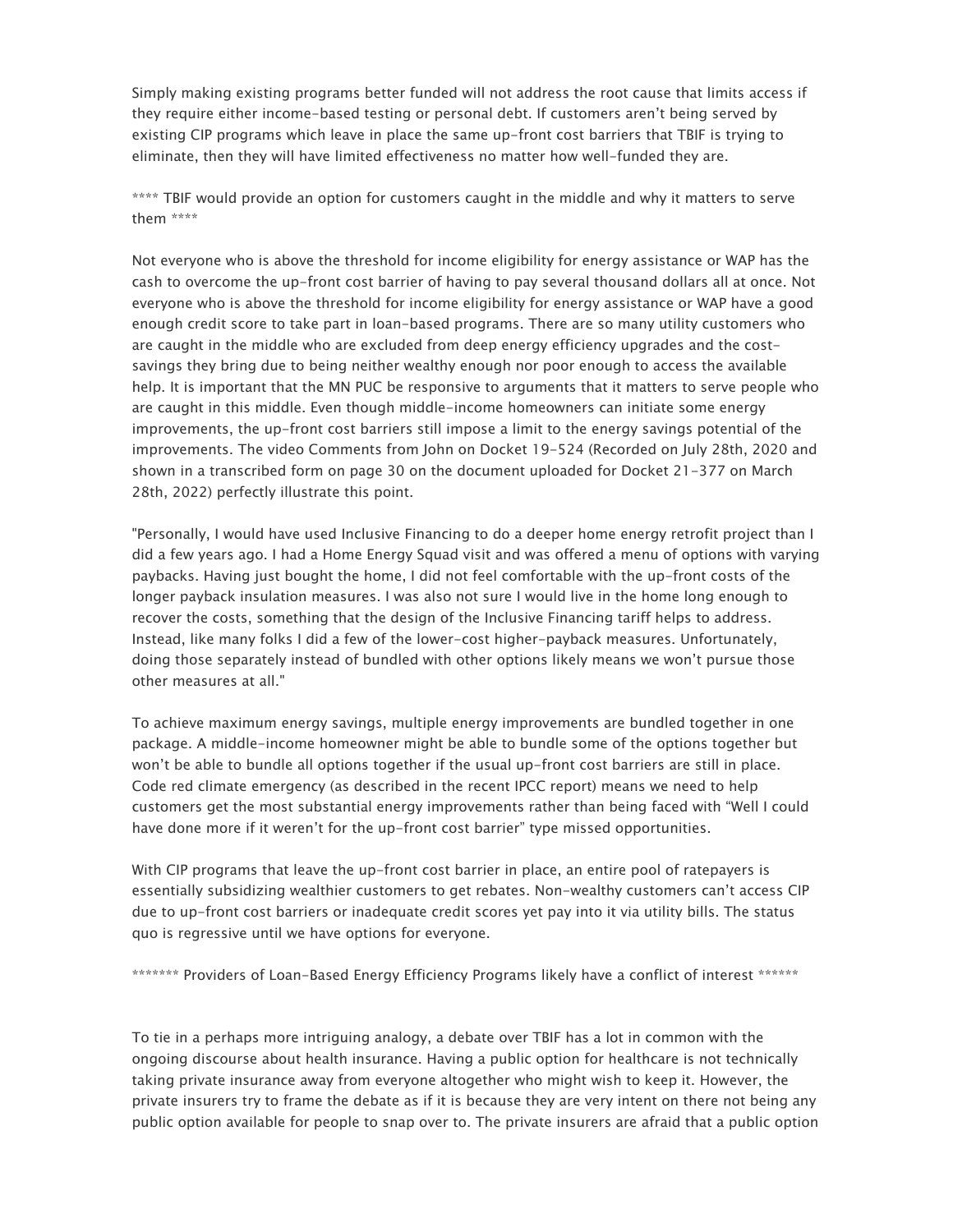Simply making existing programs better funded will not address the root cause that limits access if they require either income-based testing or personal debt. If customers aren't being served by existing CIP programs which leave in place the same up-front cost barriers that TBIF is trying to eliminate, then they will have limited effectiveness no matter how well-funded they are.

**** TBIF would provide an option for customers caught in the middle and why it matters to serve them ****

Not everyone who is above the threshold for income eligibility for energy assistance or WAP has the cash to overcome the up-front cost barrier of having to pay several thousand dollars all at once. Not everyone who is above the threshold for income eligibility for energy assistance or WAP have a good enough credit score to take part in loan-based programs. There are so many utility customers who are caught in the middle who are excluded from deep energy efficiency upgrades and the cost-savings they bring due to being neither wealthy enough nor poor enough to access the available help. It is important that the MN PUC be responsive to arguments that it matters to serve people who are caught in this middle. Even though middle-income homeowners can initiate some energy improvements, the up-front cost barriers still impose a limit to the energy savings potential of the improvements. The video Comments from John on Docket 19-524 (Recorded on July 28th, 2020 and shown in a transcribed form on page 30 on the document uploaded for Docket 21-377 on March 28th, 2022) perfectly illustrate this point.

"Personally, I would have used Inclusive Financing to do a deeper home energy retrofit project than I did a few years ago. I had a Home Energy Squad visit and was offered a menu of options with varying paybacks. Having just bought the home, I did not feel comfortable with the up-front costs of the longer payback insulation measures. I was also not sure I would live in the home long enough to recover the costs, something that the design of the Inclusive Financing tariff helps to address. Instead, like many folks I did a few of the lower-cost higher-payback measures. Unfortunately, doing those separately instead of bundled with other options likely means we won't pursue those other measures at all."

To achieve maximum energy savings, multiple energy improvements are bundled together in one package. A middle-income homeowner might be able to bundle some of the options together but won't be able to bundle all options together if the usual up-front cost barriers are still in place. Code red climate emergency (as described in the recent IPCC report) means we need to help customers get the most substantial energy improvements rather than being faced with "Well I could have done more if it weren't for the up-front cost barrier" type missed opportunities.

With CIP programs that leave the up-front cost barrier in place, an entire pool of ratepayers is essentially subsidizing wealthier customers to get rebates. Non-wealthy customers can't access CIP due to up-front cost barriers or inadequate credit scores yet pay into it via utility bills. The status quo is regressive until we have options for everyone.

******* Providers of Loan-Based Energy Efficiency Programs likely have a conflict of interest ******

To tie in a perhaps more intriguing analogy, a debate over TBIF has a lot in common with the ongoing discourse about health insurance. Having a public option for healthcare is not technically taking private insurance away from everyone altogether who might wish to keep it. However, the private insurers try to frame the debate as if it is because they are very intent on there not being any public option available for people to snap over to. The private insurers are afraid that a public option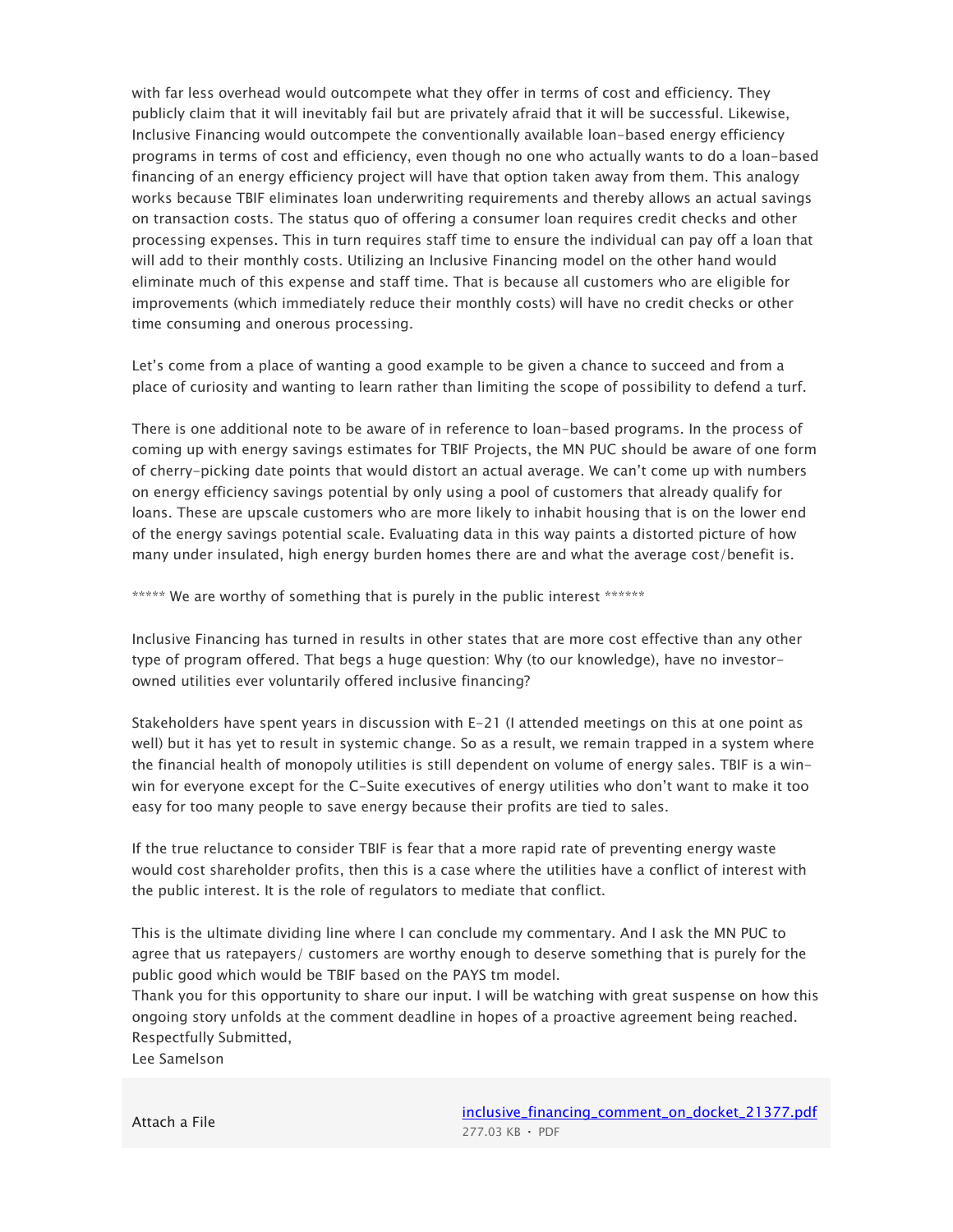with far less overhead would outcompete what they offer in terms of cost and efficiency. They publicly claim that it will inevitably fail but are privately afraid that it will be successful. Likewise, Inclusive Financing would outcompete the conventionally available loan-based energy efficiency programs in terms of cost and efficiency, even though no one who actually wants to do a loan-based financing of an energy efficiency project will have that option taken away from them. This analogy works because TBIF eliminates loan underwriting requirements and thereby allows an actual savings on transaction costs. The status quo of offering a consumer loan requires credit checks and other processing expenses. This in turn requires staff time to ensure the individual can pay off a loan that will add to their monthly costs. Utilizing an Inclusive Financing model on the other hand would eliminate much of this expense and staff time. That is because all customers who are eligible for improvements (which immediately reduce their monthly costs) will have no credit checks or other time consuming and onerous processing.

Let's come from a place of wanting a good example to be given a chance to succeed and from a place of curiosity and wanting to learn rather than limiting the scope of possibility to defend a turf.

There is one additional note to be aware of in reference to loan-based programs. In the process of coming up with energy savings estimates for TBIF Projects, the MN PUC should be aware of one form of cherry-picking date points that would distort an actual average. We can't come up with numbers on energy efficiency savings potential by only using a pool of customers that already qualify for loans. These are upscale customers who are more likely to inhabit housing that is on the lower end of the energy savings potential scale. Evaluating data in this way paints a distorted picture of how many under insulated, high energy burden homes there are and what the average cost/benefit is.

***** We are worthy of something that is purely in the public interest ******

Inclusive Financing has turned in results in other states that are more cost effective than any other type of program offered. That begs a huge question: Why (to our knowledge), have no investor-owned utilities ever voluntarily offered inclusive financing?

Stakeholders have spent years in discussion with E-21 (I attended meetings on this at one point as well) but it has yet to result in systemic change. So as a result, we remain trapped in a system where the financial health of monopoly utilities is still dependent on volume of energy sales. TBIF is a win-win for everyone except for the C-Suite executives of energy utilities who don't want to make it too easy for too many people to save energy because their profits are tied to sales.

If the true reluctance to consider TBIF is fear that a more rapid rate of preventing energy waste would cost shareholder profits, then this is a case where the utilities have a conflict of interest with the public interest. It is the role of regulators to mediate that conflict.

This is the ultimate dividing line where I can conclude my commentary. And I ask the MN PUC to agree that us ratepayers/ customers are worthy enough to deserve something that is purely for the public good which would be TBIF based on the PAYS tm model.
Thank you for this opportunity to share our input. I will be watching with great suspense on how this ongoing story unfolds at the comment deadline in hopes of a proactive agreement being reached.
Respectfully Submitted,
Lee Samelson

| | |
|---|---|
| Attach a File | [inclusive_financing_comment_on_docket_21377.pdf](inclusive_financing_comment_on_docket_21377.pdf) 277.03 KB · PDF |